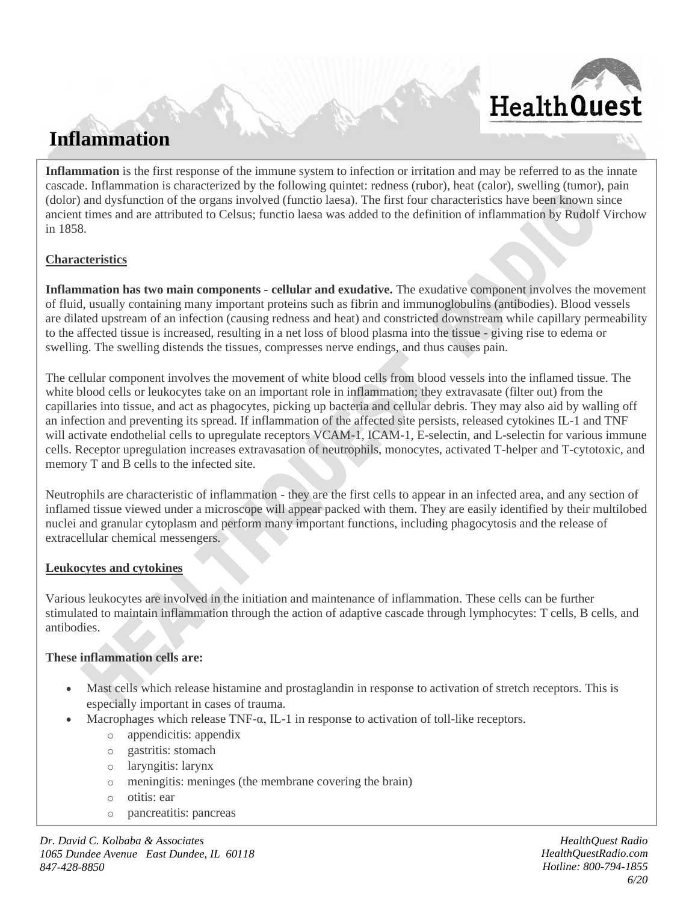# Inflammation

**Inflammation** is the first response of the immune system to infection or irritation and may be referred to as the innate cascade. Inflammation is characterized by the following quintet: redness (rubor), heat (calor), swelling (tumor), pain (dolor) and dysfunction of the organs involved (functio laesa). The first four characteristics have been known since ancient times and are attributed to Celsus; functio laesa was added to the definition of inflammation by Rudolf Virchow in 1858.

## Characteristics

**Inflammation has two main components - cellular and exudative.** The exudative component involves the movement of fluid, usually containing many important proteins such as fibrin and immunoglobulins (antibodies). Blood vessels are dilated upstream of an infection (causing redness and heat) and constricted downstream while capillary permeability to the affected tissue is increased, resulting in a net loss of blood plasma into the tissue - giving rise to edema or swelling. The swelling distends the tissues, compresses nerve endings, and thus causes pain.

The cellular component involves the movement of white blood cells from blood vessels into the inflamed tissue. The white blood cells or leukocytes take on an important role in inflammation; they extravasate (filter out) from the capillaries into tissue, and act as phagocytes, picking up bacteria and cellular debris. They may also aid by walling off an infection and preventing its spread. If inflammation of the affected site persists, released cytokines IL-1 and TNF will activate endothelial cells to upregulate receptors VCAM-1, ICAM-1, E-selectin, and L-selectin for various immune cells. Receptor upregulation increases extravasation of neutrophils, monocytes, activated T-helper and T-cytotoxic, and memory T and B cells to the infected site.

Neutrophils are characteristic of inflammation - they are the first cells to appear in an infected area, and any section of inflamed tissue viewed under a microscope will appear packed with them. They are easily identified by their multilobed nuclei and granular cytoplasm and perform many important functions, including phagocytosis and the release of extracellular chemical messengers.

## Leukocytes and cytokines

Various leukocytes are involved in the initiation and maintenance of inflammation. These cells can be further stimulated to maintain inflammation through the action of adaptive cascade through lymphocytes: T cells, B cells, and antibodies.

**These inflammation cells are:**

- Mast cells which release histamine and prostaglandin in response to activation of stretch receptors. This is especially important in cases of trauma.
- Macrophages which release TNF-α, IL-1 in response to activation of toll-like receptors.
  - appendicitis: appendix
  - gastritis: stomach
  - laryngitis: larynx
  - meningitis: meninges (the membrane covering the brain)
  - otitis: ear
  - pancreatitis: pancreas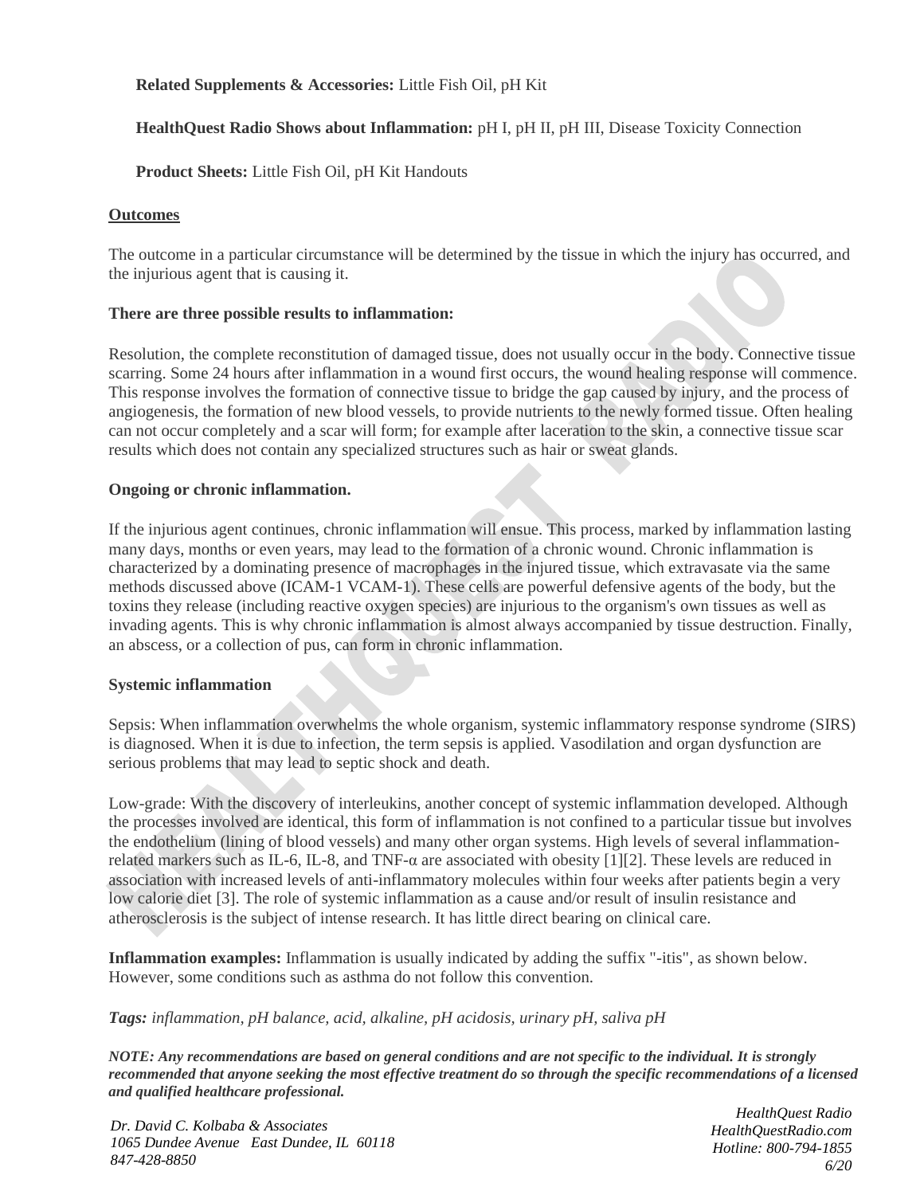**Related Supplements & Accessories:** Little Fish Oil, pH Kit

**HealthQuest Radio Shows about Inflammation:** pH I, pH II, pH III, Disease Toxicity Connection

**Product Sheets:** Little Fish Oil, pH Kit Handouts

## Outcomes

The outcome in a particular circumstance will be determined by the tissue in which the injury has occurred, and the injurious agent that is causing it.

**There are three possible results to inflammation:**

Resolution, the complete reconstitution of damaged tissue, does not usually occur in the body. Connective tissue scarring. Some 24 hours after inflammation in a wound first occurs, the wound healing response will commence. This response involves the formation of connective tissue to bridge the gap caused by injury, and the process of angiogenesis, the formation of new blood vessels, to provide nutrients to the newly formed tissue. Often healing can not occur completely and a scar will form; for example after laceration to the skin, a connective tissue scar results which does not contain any specialized structures such as hair or sweat glands.

**Ongoing or chronic inflammation.**

If the injurious agent continues, chronic inflammation will ensue. This process, marked by inflammation lasting many days, months or even years, may lead to the formation of a chronic wound. Chronic inflammation is characterized by a dominating presence of macrophages in the injured tissue, which extravasate via the same methods discussed above (ICAM-1 VCAM-1). These cells are powerful defensive agents of the body, but the toxins they release (including reactive oxygen species) are injurious to the organism's own tissues as well as invading agents. This is why chronic inflammation is almost always accompanied by tissue destruction. Finally, an abscess, or a collection of pus, can form in chronic inflammation.

**Systemic inflammation**

Sepsis: When inflammation overwhelms the whole organism, systemic inflammatory response syndrome (SIRS) is diagnosed. When it is due to infection, the term sepsis is applied. Vasodilation and organ dysfunction are serious problems that may lead to septic shock and death.

Low-grade: With the discovery of interleukins, another concept of systemic inflammation developed. Although the processes involved are identical, this form of inflammation is not confined to a particular tissue but involves the endothelium (lining of blood vessels) and many other organ systems. High levels of several inflammation-related markers such as IL-6, IL-8, and TNF-α are associated with obesity [1][2]. These levels are reduced in association with increased levels of anti-inflammatory molecules within four weeks after patients begin a very low calorie diet [3]. The role of systemic inflammation as a cause and/or result of insulin resistance and atherosclerosis is the subject of intense research. It has little direct bearing on clinical care.

**Inflammation examples:** Inflammation is usually indicated by adding the suffix "-itis", as shown below. However, some conditions such as asthma do not follow this convention.

***Tags:*** *inflammation, pH balance, acid, alkaline, pH acidosis, urinary pH, saliva pH*

***NOTE: Any recommendations are based on general conditions and are not specific to the individual. It is strongly recommended that anyone seeking the most effective treatment do so through the specific recommendations of a licensed and qualified healthcare professional.***

*Dr. David C. Kolbaba & Associates*
*1065 Dundee Avenue East Dundee, IL 60118*
*847-428-8850*

*HealthQuest Radio*
*HealthQuestRadio.com*
*Hotline: 800-794-1855*
*6/20*